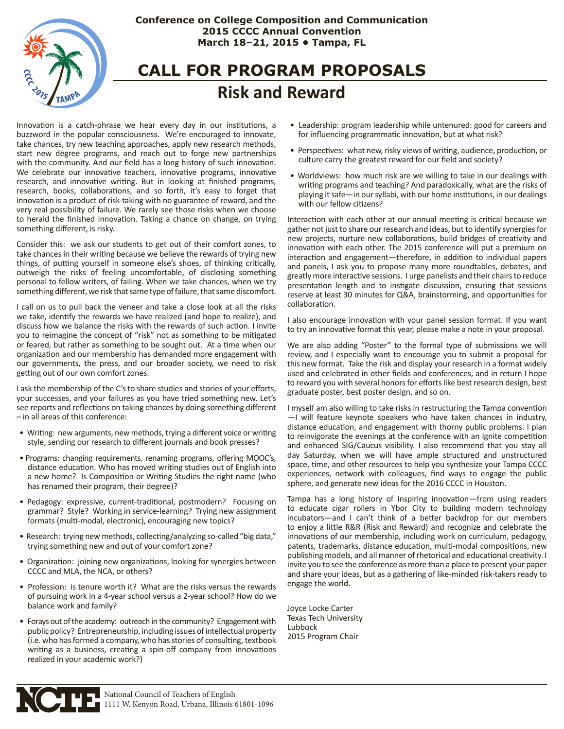**Conference on College Composition and Communication**
**2015 CCCC Annual Convention**
**March 18–21, 2015 • Tampa, FL**

# CALL FOR PROGRAM PROPOSALS

## Risk and Reward

Innovation is a catch-phrase we hear every day in our institutions, a buzzword in the popular consciousness. We're encouraged to innovate, take chances, try new teaching approaches, apply new research methods, start new degree programs, and reach out to forge new partnerships with the community. And our field has a long history of such innovation. We celebrate our innovative teachers, innovative programs, innovative research, and innovative writing. But in looking at finished programs, research, books, collaborations, and so forth, it's easy to forget that innovation is a product of risk-taking with no guarantee of reward, and the very real possibility of failure. We rarely see those risks when we choose to herald the finished innovation. Taking a chance on change, on trying something different, is risky.

Consider this: we ask our students to get out of their comfort zones, to take chances in their writing because we believe the rewards of trying new things, of putting yourself in someone else's shoes, of thinking critically, outweigh the risks of feeling uncomfortable, of disclosing something personal to fellow writers, of failing. When we take chances, when we try something different, we risk that same type of failure, that same discomfort.

I call on us to pull back the veneer and take a close look at all the risks we take, identify the rewards we have realized (and hope to realize), and discuss how we balance the risks with the rewards of such action. I invite you to reimagine the concept of "risk" not as something to be mitigated or feared, but rather as something to be sought out. At a time when our organization and our membership has demanded more engagement with our governments, the press, and our broader society, we need to risk getting out of our own comfort zones.

I ask the membership of the C's to share studies and stories of your efforts, your successes, and your failures as you have tried something new. Let's see reports and reflections on taking chances by doing something different – in all areas of this conference:

- Writing: new arguments, new methods, trying a different voice or writing style, sending our research to different journals and book presses?
- Programs: changing requirements, renaming programs, offering MOOC's, distance education. Who has moved writing studies out of English into a new home? Is Composition or Writing Studies the right name (who has renamed their program, their degree)?
- Pedagogy: expressive, current-traditional, postmodern? Focusing on grammar? Style? Working in service-learning? Trying new assignment formats (multi-modal, electronic), encouraging new topics?
- Research: trying new methods, collecting/analyzing so-called "big data," trying something new and out of your comfort zone?
- Organization: joining new organizations, looking for synergies between CCCC and MLA, the NCA, or others?
- Profession: is tenure worth it? What are the risks versus the rewards of pursuing work in a 4-year school versus a 2-year school? How do we balance work and family?
- Forays out of the academy: outreach in the community? Engagement with public policy? Entrepreneurship, including issues of intellectual property (i.e. who has formed a company, who has stories of consulting, textbook writing as a business, creating a spin-off company from innovations realized in your academic work?)
- Leadership: program leadership while untenured: good for careers and for influencing programmatic innovation, but at what risk?
- Perspectives: what new, risky views of writing, audience, production, or culture carry the greatest reward for our field and society?
- Worldviews: how much risk are we willing to take in our dealings with writing programs and teaching? And paradoxically, what are the risks of playing it safe—in our syllabi, with our home institutions, in our dealings with our fellow citizens?

Interaction with each other at our annual meeting is critical because we gather not just to share our research and ideas, but to identify synergies for new projects, nurture new collaborations, build bridges of creativity and innovation with each other. The 2015 conference will put a premium on interaction and engagement—therefore, in addition to individual papers and panels, I ask you to propose many more roundtables, debates, and greatly more interactive sessions. I urge panelists and their chairs to reduce presentation length and to instigate discussion, ensuring that sessions reserve at least 30 minutes for Q&A, brainstorming, and opportunities for collaboration.

I also encourage innovation with your panel session format. If you want to try an innovative format this year, please make a note in your proposal.

We are also adding "Poster" to the formal type of submissions we will review, and I especially want to encourage you to submit a proposal for this new format. Take the risk and display your research in a format widely used and celebrated in other fields and conferences, and in return I hope to reward you with several honors for efforts like best research design, best graduate poster, best poster design, and so on.

I myself am also willing to take risks in restructuring the Tampa convention —I will feature keynote speakers who have taken chances in industry, distance education, and engagement with thorny public problems. I plan to reinvigorate the evenings at the conference with an Ignite competition and enhanced SIG/Caucus visibility. I also recommend that you stay all day Saturday, when we will have ample structured and unstructured space, time, and other resources to help you synthesize your Tampa CCCC experiences, network with colleagues, find ways to engage the public sphere, and generate new ideas for the 2016 CCCC in Houston.

Tampa has a long history of inspiring innovation—from using readers to educate cigar rollers in Ybor City to building modern technology incubators—and I can't think of a better backdrop for our members to enjoy a little R&R (Risk and Reward) and recognize and celebrate the innovations of our membership, including work on curriculum, pedagogy, patents, trademarks, distance education, multi-modal compositions, new publishing models, and all manner of rhetorical and educational creativity. I invite you to see the conference as more than a place to present your paper and share your ideas, but as a gathering of like-minded risk-takers ready to engage the world.

Joyce Locke Carter
Texas Tech University
Lubbock
2015 Program Chair

National Council of Teachers of English
1111 W. Kenyon Road, Urbana, Illinois 61801-1096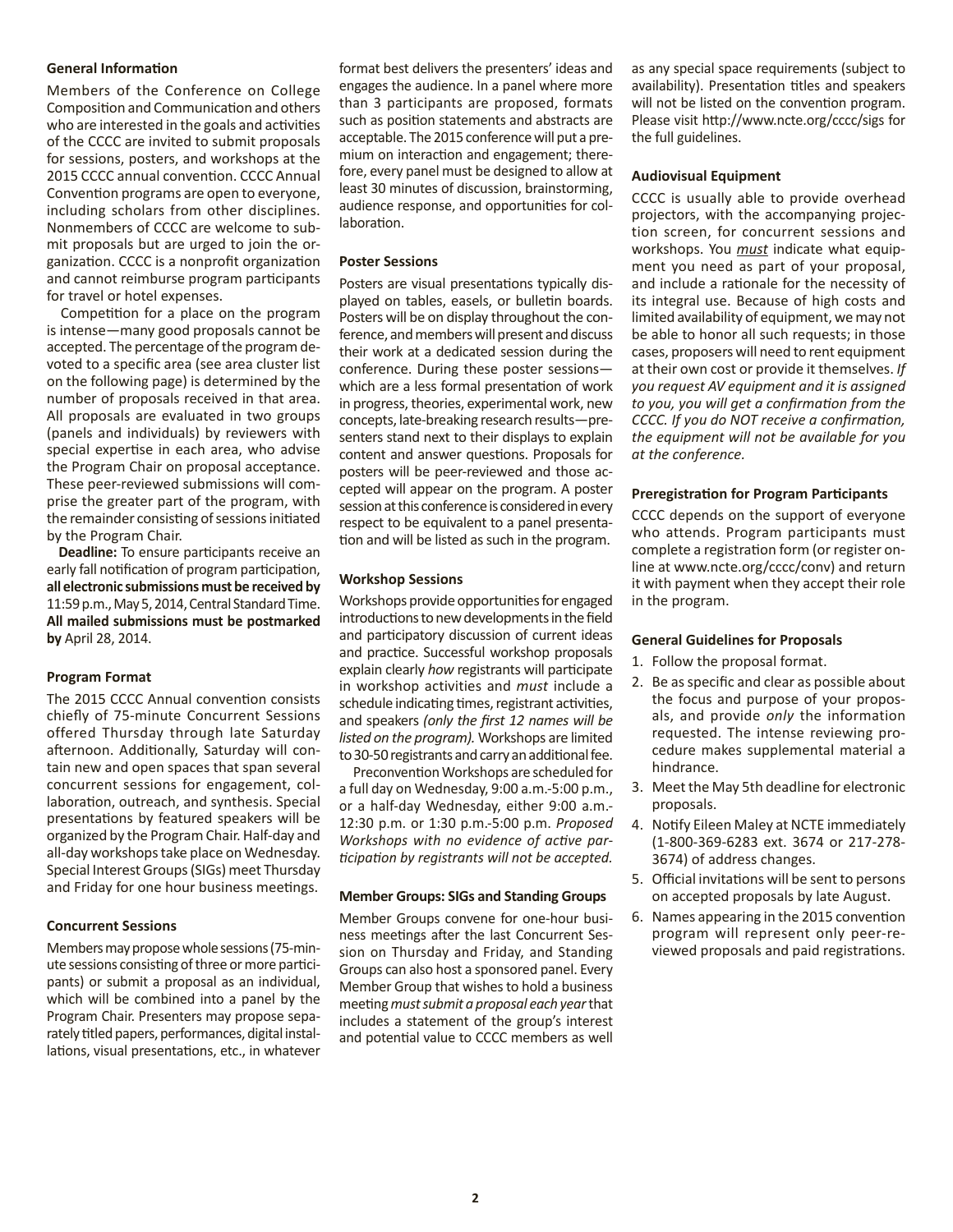### General Information

Members of the Conference on College Composition and Communication and others who are interested in the goals and activities of the CCCC are invited to submit proposals for sessions, posters, and workshops at the 2015 CCCC annual convention. CCCC Annual Convention programs are open to everyone, including scholars from other disciplines. Nonmembers of CCCC are welcome to submit proposals but are urged to join the organization. CCCC is a nonprofit organization and cannot reimburse program participants for travel or hotel expenses.

Competition for a place on the program is intense—many good proposals cannot be accepted. The percentage of the program devoted to a specific area (see area cluster list on the following page) is determined by the number of proposals received in that area. All proposals are evaluated in two groups (panels and individuals) by reviewers with special expertise in each area, who advise the Program Chair on proposal acceptance. These peer-reviewed submissions will comprise the greater part of the program, with the remainder consisting of sessions initiated by the Program Chair.

**Deadline:** To ensure participants receive an early fall notification of program participation, **all electronic submissions must be received by** 11:59 p.m., May 5, 2014, Central Standard Time. **All mailed submissions must be postmarked by** April 28, 2014.

### Program Format

The 2015 CCCC Annual convention consists chiefly of 75-minute Concurrent Sessions offered Thursday through late Saturday afternoon. Additionally, Saturday will contain new and open spaces that span several concurrent sessions for engagement, collaboration, outreach, and synthesis. Special presentations by featured speakers will be organized by the Program Chair. Half-day and all-day workshops take place on Wednesday. Special Interest Groups (SIGs) meet Thursday and Friday for one hour business meetings.

### Concurrent Sessions

Members may propose whole sessions (75-minute sessions consisting of three or more participants) or submit a proposal as an individual, which will be combined into a panel by the Program Chair. Presenters may propose separately titled papers, performances, digital installations, visual presentations, etc., in whatever format best delivers the presenters' ideas and engages the audience. In a panel where more than 3 participants are proposed, formats such as position statements and abstracts are acceptable. The 2015 conference will put a premium on interaction and engagement; therefore, every panel must be designed to allow at least 30 minutes of discussion, brainstorming, audience response, and opportunities for collaboration.

### Poster Sessions

Posters are visual presentations typically displayed on tables, easels, or bulletin boards. Posters will be on display throughout the conference, and members will present and discuss their work at a dedicated session during the conference. During these poster sessions—which are a less formal presentation of work in progress, theories, experimental work, new concepts, late-breaking research results—presenters stand next to their displays to explain content and answer questions. Proposals for posters will be peer-reviewed and those accepted will appear on the program. A poster session at this conference is considered in every respect to be equivalent to a panel presentation and will be listed as such in the program.

### Workshop Sessions

Workshops provide opportunities for engaged introductions to new developments in the field and participatory discussion of current ideas and practice. Successful workshop proposals explain clearly *how* registrants will participate in workshop activities and *must* include a schedule indicating times, registrant activities, and speakers *(only the first 12 names will be listed on the program).* Workshops are limited to 30-50 registrants and carry an additional fee.

Preconvention Workshops are scheduled for a full day on Wednesday, 9:00 a.m.-5:00 p.m., or a half-day Wednesday, either 9:00 a.m.-12:30 p.m. or 1:30 p.m.-5:00 p.m. *Proposed Workshops with no evidence of active participation by registrants will not be accepted.*

### Member Groups: SIGs and Standing Groups

Member Groups convene for one-hour business meetings after the last Concurrent Session on Thursday and Friday, and Standing Groups can also host a sponsored panel. Every Member Group that wishes to hold a business meeting *must submit a proposal each year* that includes a statement of the group's interest and potential value to CCCC members as well as any special space requirements (subject to availability). Presentation titles and speakers will not be listed on the convention program. Please visit http://www.ncte.org/cccc/sigs for the full guidelines.

### Audiovisual Equipment

CCCC is usually able to provide overhead projectors, with the accompanying projection screen, for concurrent sessions and workshops. You ***must*** indicate what equipment you need as part of your proposal, and include a rationale for the necessity of its integral use. Because of high costs and limited availability of equipment, we may not be able to honor all such requests; in those cases, proposers will need to rent equipment at their own cost or provide it themselves. *If you request AV equipment and it is assigned to you, you will get a confirmation from the CCCC. If you do NOT receive a confirmation, the equipment will not be available for you at the conference.*

### Preregistration for Program Participants

CCCC depends on the support of everyone who attends. Program participants must complete a registration form (or register online at www.ncte.org/cccc/conv) and return it with payment when they accept their role in the program.

### General Guidelines for Proposals

1. Follow the proposal format.
2. Be as specific and clear as possible about the focus and purpose of your proposals, and provide *only* the information requested. The intense reviewing procedure makes supplemental material a hindrance.
3. Meet the May 5th deadline for electronic proposals.
4. Notify Eileen Maley at NCTE immediately (1-800-369-6283 ext. 3674 or 217-278-3674) of address changes.
5. Official invitations will be sent to persons on accepted proposals by late August.
6. Names appearing in the 2015 convention program will represent only peer-reviewed proposals and paid registrations.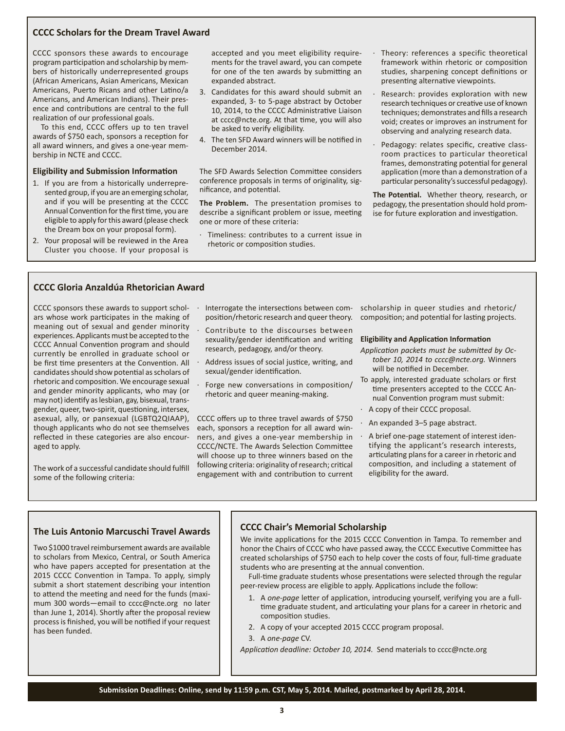## CCCC Scholars for the Dream Travel Award

CCCC sponsors these awards to encourage program participation and scholarship by members of historically underrepresented groups (African Americans, Asian Americans, Mexican Americans, Puerto Ricans and other Latino/a Americans, and American Indians). Their presence and contributions are central to the full realization of our professional goals.

To this end, CCCC offers up to ten travel awards of $750 each, sponsors a reception for all award winners, and gives a one-year membership in NCTE and CCCC.

### Eligibility and Submission Information

1. If you are from a historically underrepresented group, if you are an emerging scholar, and if you will be presenting at the CCCC Annual Convention for the first time, you are eligible to apply for this award (please check the Dream box on your proposal form).
2. Your proposal will be reviewed in the Area Cluster you choose. If your proposal is accepted and you meet eligibility requirements for the travel award, you can compete for one of the ten awards by submitting an expanded abstract.
3. Candidates for this award should submit an expanded, 3- to 5-page abstract by October 10, 2014, to the CCCC Administrative Liaison at cccc@ncte.org. At that time, you will also be asked to verify eligibility.
4. The ten SFD Award winners will be notified in December 2014.

The SFD Awards Selection Committee considers conference proposals in terms of originality, significance, and potential.

**The Problem.** The presentation promises to describe a significant problem or issue, meeting one or more of these criteria:

- Timeliness: contributes to a current issue in rhetoric or composition studies.
- Theory: references a specific theoretical framework within rhetoric or composition studies, sharpening concept definitions or presenting alternative viewpoints.
- Research: provides exploration with new research techniques or creative use of known techniques; demonstrates and fills a research void; creates or improves an instrument for observing and analyzing research data.
- Pedagogy: relates specific, creative classroom practices to particular theoretical frames, demonstrating potential for general application (more than a demonstration of a particular personality's successful pedagogy).

**The Potential.** Whether theory, research, or pedagogy, the presentation should hold promise for future exploration and investigation.

## CCCC Gloria Anzaldúa Rhetorician Award

CCCC sponsors these awards to support scholars whose work participates in the making of meaning out of sexual and gender minority experiences. Applicants must be accepted to the CCCC Annual Convention program and should currently be enrolled in graduate school or be first time presenters at the Convention. All candidates should show potential as scholars of rhetoric and composition. We encourage sexual and gender minority applicants, who may (or may not) identify as lesbian, gay, bisexual, transgender, queer, two-spirit, questioning, intersex, asexual, ally, or pansexual (LGBTQ2QIAAP), though applicants who do not see themselves reflected in these categories are also encouraged to apply.

The work of a successful candidate should fulfill some of the following criteria:

- Interrogate the intersections between composition/rhetoric research and queer theory.
- Contribute to the discourses between sexuality/gender identification and writing research, pedagogy, and/or theory.
- Address issues of social justice, writing, and sexual/gender identification.
- Forge new conversations in composition/rhetoric and queer meaning-making.

CCCC offers up to three travel awards of $750 each, sponsors a reception for all award winners, and gives a one-year membership in CCCC/NCTE. The Awards Selection Committee will choose up to three winners based on the following criteria: originality of research; critical engagement with and contribution to current scholarship in queer studies and rhetoric/composition; and potential for lasting projects.

### Eligibility and Application Information

*Application packets must be submitted by October 10, 2014 to cccc@ncte.org.* Winners will be notified in December.

To apply, interested graduate scholars or first time presenters accepted to the CCCC Annual Convention program must submit:

- A copy of their CCCC proposal.
- An expanded 3–5 page abstract.
- A brief one-page statement of interest identifying the applicant's research interests, articulating plans for a career in rhetoric and composition, and including a statement of eligibility for the award.

## The Luis Antonio Marcuschi Travel Awards

Two $1000 travel reimbursement awards are available to scholars from Mexico, Central, or South America who have papers accepted for presentation at the 2015 CCCC Convention in Tampa. To apply, simply submit a short statement describing your intention to attend the meeting and need for the funds (maximum 300 words—email to cccc@ncte.org no later than June 1, 2014). Shortly after the proposal review process is finished, you will be notified if your request has been funded.

## CCCC Chair's Memorial Scholarship

We invite applications for the 2015 CCCC Convention in Tampa. To remember and honor the Chairs of CCCC who have passed away, the CCCC Executive Committee has created scholarships of $750 each to help cover the costs of four, full-time graduate students who are presenting at the annual convention.

Full-time graduate students whose presentations were selected through the regular peer-review process are eligible to apply. Applications include the follow:

1. A *one-page* letter of application, introducing yourself, verifying you are a full-time graduate student, and articulating your plans for a career in rhetoric and composition studies.
2. A copy of your accepted 2015 CCCC program proposal.
3. A *one-page* CV.

*Application deadline: October 10, 2014.* Send materials to cccc@ncte.org

**Submission Deadlines: Online, send by 11:59 p.m. CST, May 5, 2014. Mailed, postmarked by April 28, 2014.**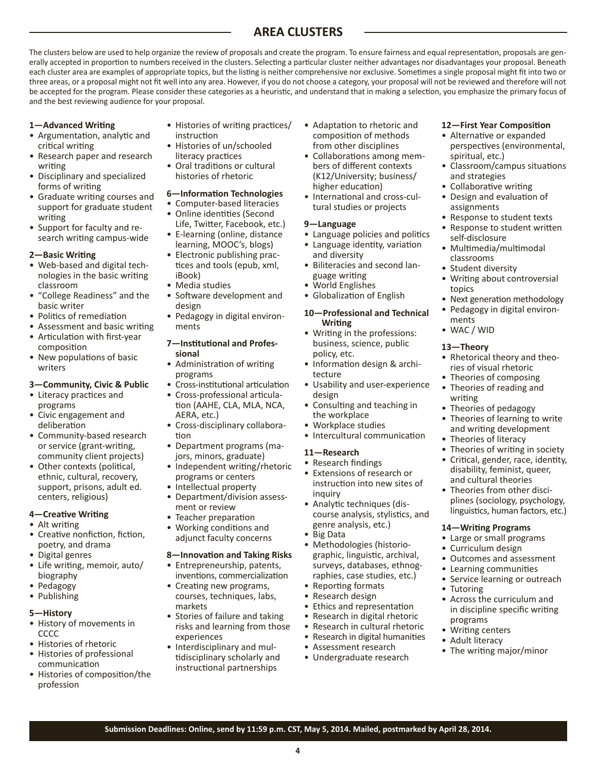## AREA CLUSTERS

The clusters below are used to help organize the review of proposals and create the program. To ensure fairness and equal representation, proposals are generally accepted in proportion to numbers received in the clusters. Selecting a particular cluster neither advantages nor disadvantages your proposal. Beneath each cluster area are examples of appropriate topics, but the listing is neither comprehensive nor exclusive. Sometimes a single proposal might fit into two or three areas, or a proposal might not fit well into any area. However, if you do not choose a category, your proposal will not be reviewed and therefore will not be accepted for the program. Please consider these categories as a heuristic, and understand that in making a selection, you emphasize the primary focus of and the best reviewing audience for your proposal.

**1—Advanced Writing**
- Argumentation, analytic and critical writing
- Research paper and research writing
- Disciplinary and specialized forms of writing
- Graduate writing courses and support for graduate student writing
- Support for faculty and research writing campus-wide

**2—Basic Writing**
- Web-based and digital technologies in the basic writing classroom
- "College Readiness" and the basic writer
- Politics of remediation
- Assessment and basic writing
- Articulation with first-year composition
- New populations of basic writers

**3—Community, Civic & Public**
- Literacy practices and programs
- Civic engagement and deliberation
- Community-based research or service (grant-writing, community client projects)
- Other contexts (political, ethnic, cultural, recovery, support, prisons, adult ed. centers, religious)

**4—Creative Writing**
- Alt writing
- Creative nonfiction, fiction, poetry, and drama
- Digital genres
- Life writing, memoir, auto/biography
- Pedagogy
- Publishing

**5—History**
- History of movements in CCCC
- Histories of rhetoric
- Histories of professional communication
- Histories of composition/the profession
- Histories of writing practices/instruction
- Histories of un/schooled literacy practices
- Oral traditions or cultural histories of rhetoric

**6—Information Technologies**
- Computer-based literacies
- Online identities (Second Life, Twitter, Facebook, etc.)
- E-learning (online, distance learning, MOOC's, blogs)
- Electronic publishing practices and tools (epub, xml, iBook)
- Media studies
- Software development and design
- Pedagogy in digital environments

**7—Institutional and Professional**
- Administration of writing programs
- Cross-institutional articulation
- Cross-professional articulation (AAHE, CLA, MLA, NCA, AERA, etc.)
- Cross-disciplinary collaboration
- Department programs (majors, minors, graduate)
- Independent writing/rhetoric programs or centers
- Intellectual property
- Department/division assessment or review
- Teacher preparation
- Working conditions and adjunct faculty concerns

**8—Innovation and Taking Risks**
- Entrepreneurship, patents, inventions, commercialization
- Creating new programs, courses, techniques, labs, markets
- Stories of failure and taking risks and learning from those experiences
- Interdisciplinary and multidisciplinary scholarly and instructional partnerships
- Adaptation to rhetoric and composition of methods from other disciplines
- Collaborations among members of different contexts (K12/University; business/higher education)
- International and cross-cultural studies or projects

**9—Language**
- Language policies and politics
- Language identity, variation and diversity
- Biliteracies and second language writing
- World Englishes
- Globalization of English

**10—Professional and Technical Writing**
- Writing in the professions: business, science, public policy, etc.
- Information design & architecture
- Usability and user-experience design
- Consulting and teaching in the workplace
- Workplace studies
- Intercultural communication

**11—Research**
- Research findings
- Extensions of research or instruction into new sites of inquiry
- Analytic techniques (discourse analysis, stylistics, and genre analysis, etc.)
- Big Data
- Methodologies (historiographic, linguistic, archival, surveys, databases, ethnographies, case studies, etc.)
- Reporting formats
- Research design
- Ethics and representation
- Research in digital rhetoric
- Research in cultural rhetoric
- Research in digital humanities
- Assessment research
- Undergraduate research

**12—First Year Composition**
- Alternative or expanded perspectives (environmental, spiritual, etc.)
- Classroom/campus situations and strategies
- Collaborative writing
- Design and evaluation of assignments
- Response to student texts
- Response to student written self-disclosure
- Multimedia/multimodal classrooms
- Student diversity
- Writing about controversial topics
- Next generation methodology
- Pedagogy in digital environments
- WAC / WID

**13—Theory**
- Rhetorical theory and theories of visual rhetoric
- Theories of composing
- Theories of reading and writing
- Theories of pedagogy
- Theories of learning to write and writing development
- Theories of literacy
- Theories of writing in society
- Critical, gender, race, identity, disability, feminist, queer, and cultural theories
- Theories from other disciplines (sociology, psychology, linguistics, human factors, etc.)

**14—Writing Programs**
- Large or small programs
- Curriculum design
- Outcomes and assessment
- Learning communities
- Service learning or outreach
- Tutoring
- Across the curriculum and in discipline specific writing programs
- Writing centers
- Adult literacy
- The writing major/minor

**Submission Deadlines: Online, send by 11:59 p.m. CST, May 5, 2014. Mailed, postmarked by April 28, 2014.**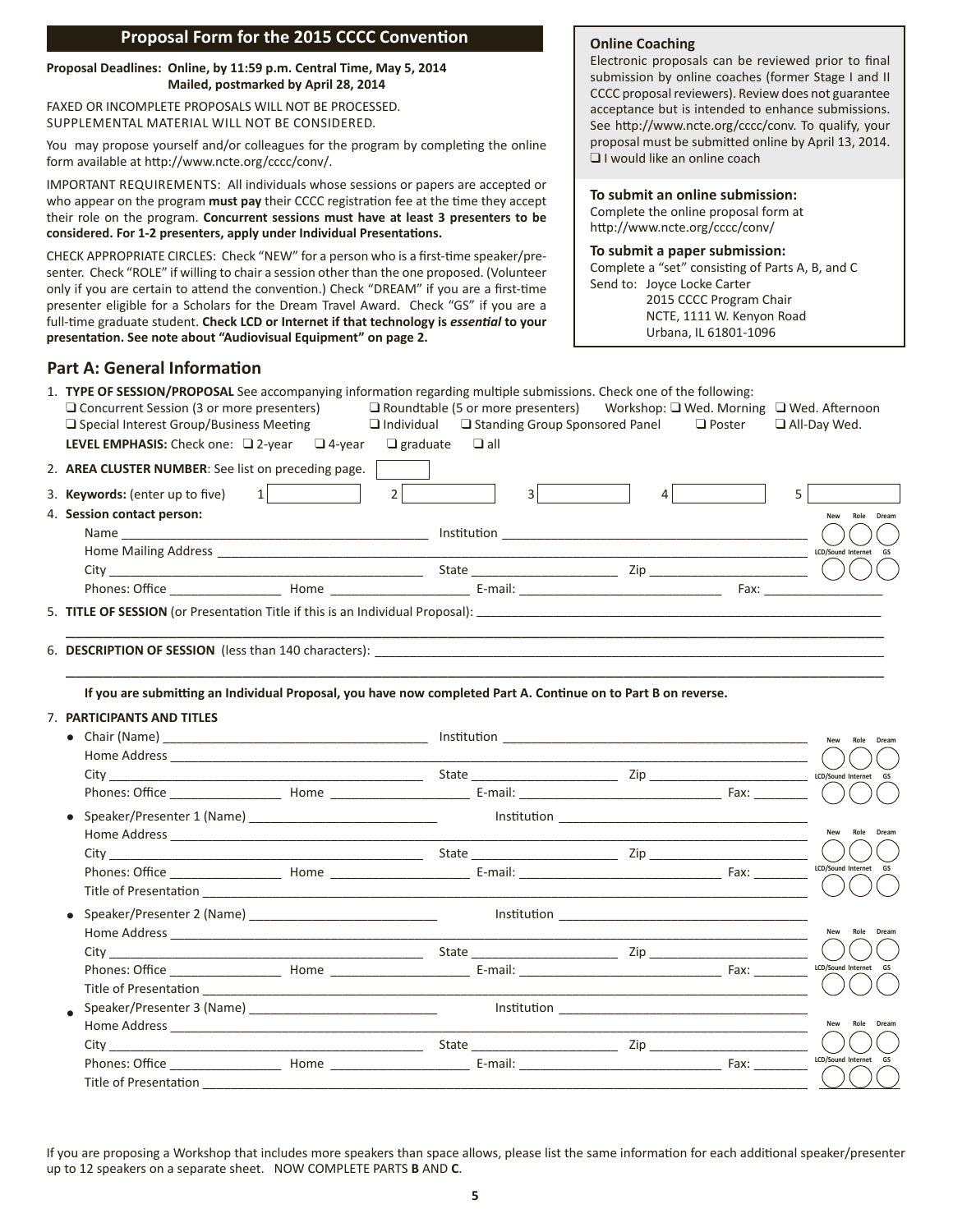## Proposal Form for the 2015 CCCC Convention

**Proposal Deadlines: Online, by 11:59 p.m. Central Time, May 5, 2014**
**Mailed, postmarked by April 28, 2014**

FAXED OR INCOMPLETE PROPOSALS WILL NOT BE PROCESSED.
SUPPLEMENTAL MATERIAL WILL NOT BE CONSIDERED.

You may propose yourself and/or colleagues for the program by completing the online form available at http://www.ncte.org/cccc/conv/.

IMPORTANT REQUIREMENTS: All individuals whose sessions or papers are accepted or who appear on the program **must pay** their CCCC registration fee at the time they accept their role on the program. **Concurrent sessions must have at least 3 presenters to be considered. For 1-2 presenters, apply under Individual Presentations.**

CHECK APPROPRIATE CIRCLES: Check "NEW" for a person who is a first-time speaker/presenter. Check "ROLE" if willing to chair a session other than the one proposed. (Volunteer only if you are certain to attend the convention.) Check "DREAM" if you are a first-time presenter eligible for a Scholars for the Dream Travel Award. Check "GS" if you are a full-time graduate student. **Check LCD or Internet if that technology is *essential* to your presentation. See note about "Audiovisual Equipment" on page 2.**

**Online Coaching**
Electronic proposals can be reviewed prior to final submission by online coaches (former Stage I and II CCCC proposal reviewers). Review does not guarantee acceptance but is intended to enhance submissions. See http://www.ncte.org/cccc/conv. To qualify, your proposal must be submitted online by April 13, 2014.
❑ I would like an online coach

**To submit an online submission:**
Complete the online proposal form at http://www.ncte.org/cccc/conv/

**To submit a paper submission:**
Complete a "set" consisting of Parts A, B, and C
Send to: Joyce Locke Carter
2015 CCCC Program Chair
NCTE, 1111 W. Kenyon Road
Urbana, IL 61801-1096

## Part A: General Information

1. **TYPE OF SESSION/PROPOSAL** See accompanying information regarding multiple submissions. Check one of the following:
   ❑ Concurrent Session (3 or more presenters) ❑ Roundtable (5 or more presenters) Workshop: ❑ Wed. Morning ❑ Wed. Afternoon
   ❑ Special Interest Group/Business Meeting ❑ Individual ❑ Standing Group Sponsored Panel ❑ Poster ❑ All-Day Wed.
   **LEVEL EMPHASIS:** Check one: ❑ 2-year ❑ 4-year ❑ graduate ❑ all
2. **AREA CLUSTER NUMBER**: See list on preceding page. ______
3. **Keywords:** (enter up to five) 1 ______ 2 ______ 3 ______ 4 ______ 5 ______
4. **Session contact person:** (New ◯ Role ◯ Dream ◯ LCD/Sound ◯ Internet ◯ GS ◯)
   Name ______ Institution ______
   Home Mailing Address ______
   City ______ State ______ Zip ______
   Phones: Office ______ Home ______ E-mail: ______ Fax: ______
5. **TITLE OF SESSION** (or Presentation Title if this is an Individual Proposal): ______
6. **DESCRIPTION OF SESSION** (less than 140 characters): ______

**If you are submitting an Individual Proposal, you have now completed Part A. Continue on to Part B on reverse.**

7. **PARTICIPANTS AND TITLES**
   - Chair (Name) ______ Institution ______ (New ◯ Role ◯ Dream ◯ LCD/Sound ◯ Internet ◯ GS ◯)
     Home Address ______
     City ______ State ______ Zip ______
     Phones: Office ______ Home ______ E-mail: ______ Fax: ______
   - Speaker/Presenter 1 (Name) ______ Institution ______ (New ◯ Role ◯ Dream ◯ LCD/Sound ◯ Internet ◯ GS ◯)
     Home Address ______
     City ______ State ______ Zip ______
     Phones: Office ______ Home ______ E-mail: ______ Fax: ______
     Title of Presentation ______
   - Speaker/Presenter 2 (Name) ______ Institution ______ (New ◯ Role ◯ Dream ◯ LCD/Sound ◯ Internet ◯ GS ◯)
     Home Address ______
     City ______ State ______ Zip ______
     Phones: Office ______ Home ______ E-mail: ______ Fax: ______
     Title of Presentation ______
   - Speaker/Presenter 3 (Name) ______ Institution ______ (New ◯ Role ◯ Dream ◯ LCD/Sound ◯ Internet ◯ GS ◯)
     Home Address ______
     City ______ State ______ Zip ______
     Phones: Office ______ Home ______ E-mail: ______ Fax: ______
     Title of Presentation ______

If you are proposing a Workshop that includes more speakers than space allows, please list the same information for each additional speaker/presenter up to 12 speakers on a separate sheet. NOW COMPLETE PARTS **B** AND **C**.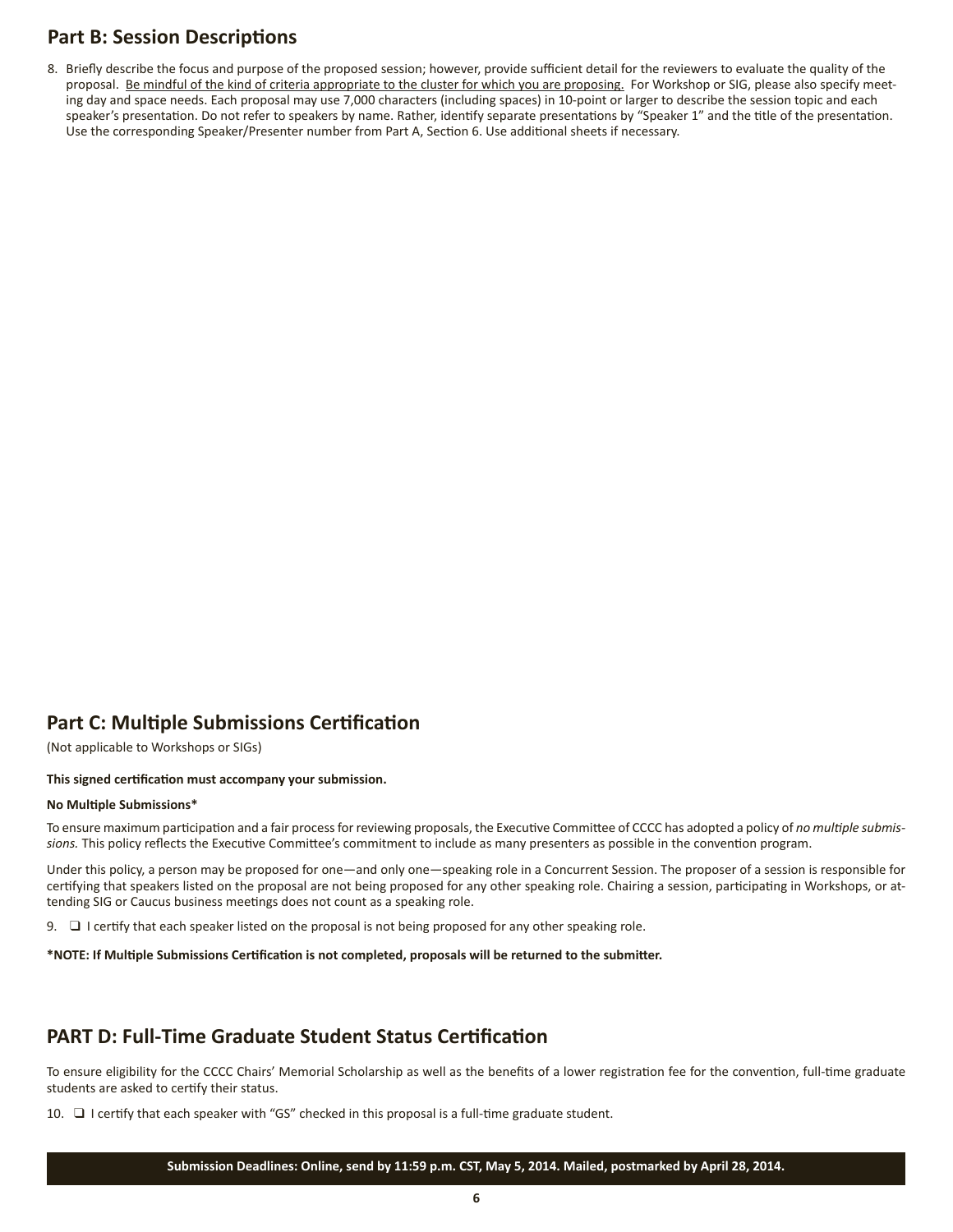## Part B: Session Descriptions

8. Briefly describe the focus and purpose of the proposed session; however, provide sufficient detail for the reviewers to evaluate the quality of the proposal. Be mindful of the kind of criteria appropriate to the cluster for which you are proposing. For Workshop or SIG, please also specify meeting day and space needs. Each proposal may use 7,000 characters (including spaces) in 10-point or larger to describe the session topic and each speaker's presentation. Do not refer to speakers by name. Rather, identify separate presentations by "Speaker 1" and the title of the presentation. Use the corresponding Speaker/Presenter number from Part A, Section 6. Use additional sheets if necessary.

## Part C: Multiple Submissions Certification

(Not applicable to Workshops or SIGs)

**This signed certification must accompany your submission.**

**No Multiple Submissions***

To ensure maximum participation and a fair process for reviewing proposals, the Executive Committee of CCCC has adopted a policy of *no multiple submissions.* This policy reflects the Executive Committee's commitment to include as many presenters as possible in the convention program.

Under this policy, a person may be proposed for one—and only one—speaking role in a Concurrent Session. The proposer of a session is responsible for certifying that speakers listed on the proposal are not being proposed for any other speaking role. Chairing a session, participating in Workshops, or attending SIG or Caucus business meetings does not count as a speaking role.

9. ❑ I certify that each speaker listed on the proposal is not being proposed for any other speaking role.

**\*NOTE: If Multiple Submissions Certification is not completed, proposals will be returned to the submitter.**

## PART D: Full-Time Graduate Student Status Certification

To ensure eligibility for the CCCC Chairs' Memorial Scholarship as well as the benefits of a lower registration fee for the convention, full-time graduate students are asked to certify their status.

10. ❑ I certify that each speaker with "GS" checked in this proposal is a full-time graduate student.

**Submission Deadlines: Online, send by 11:59 p.m. CST, May 5, 2014. Mailed, postmarked by April 28, 2014.**